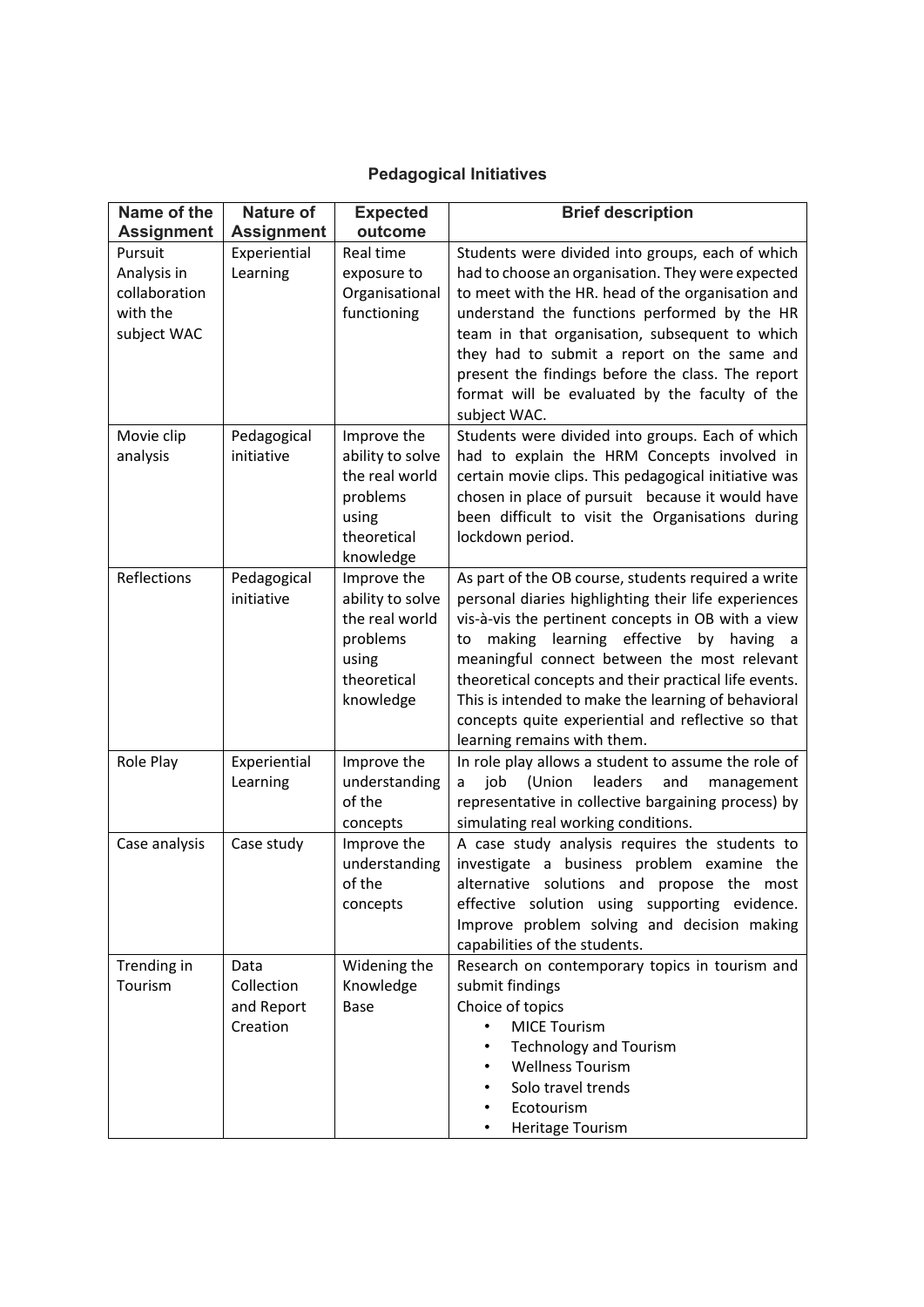## Pedagogical Initiatives

| Name of the Assignment | Nature of Assignment | Expected outcome | Brief description |
|---|---|---|---|
| Pursuit Analysis in collaboration with the subject WAC | Experiential Learning | Real time exposure to Organisational functioning | Students were divided into groups, each of which had to choose an organisation. They were expected to meet with the HR. head of the organisation and understand the functions performed by the HR team in that organisation, subsequent to which they had to submit a report on the same and present the findings before the class. The report format will be evaluated by the faculty of the subject WAC. |
| Movie clip analysis | Pedagogical initiative | Improve the ability to solve the real world problems using theoretical knowledge | Students were divided into groups. Each of which had to explain the HRM Concepts involved in certain movie clips. This pedagogical initiative was chosen in place of pursuit because it would have been difficult to visit the Organisations during lockdown period. |
| Reflections | Pedagogical initiative | Improve the ability to solve the real world problems using theoretical knowledge | As part of the OB course, students required a write personal diaries highlighting their life experiences vis-à-vis the pertinent concepts in OB with a view to making learning effective by having a meaningful connect between the most relevant theoretical concepts and their practical life events. This is intended to make the learning of behavioral concepts quite experiential and reflective so that learning remains with them. |
| Role Play | Experiential Learning | Improve the understanding of the concepts | In role play allows a student to assume the role of a job (Union leaders and management representative in collective bargaining process) by simulating real working conditions. |
| Case analysis | Case study | Improve the understanding of the concepts | A case study analysis requires the students to investigate a business problem examine the alternative solutions and propose the most effective solution using supporting evidence. Improve problem solving and decision making capabilities of the students. |
| Trending in Tourism | Data Collection and Report Creation | Widening the Knowledge Base | Research on contemporary topics in tourism and submit findings<br>Choice of topics<br>• MICE Tourism<br>• Technology and Tourism<br>• Wellness Tourism<br>• Solo travel trends<br>• Ecotourism<br>• Heritage Tourism |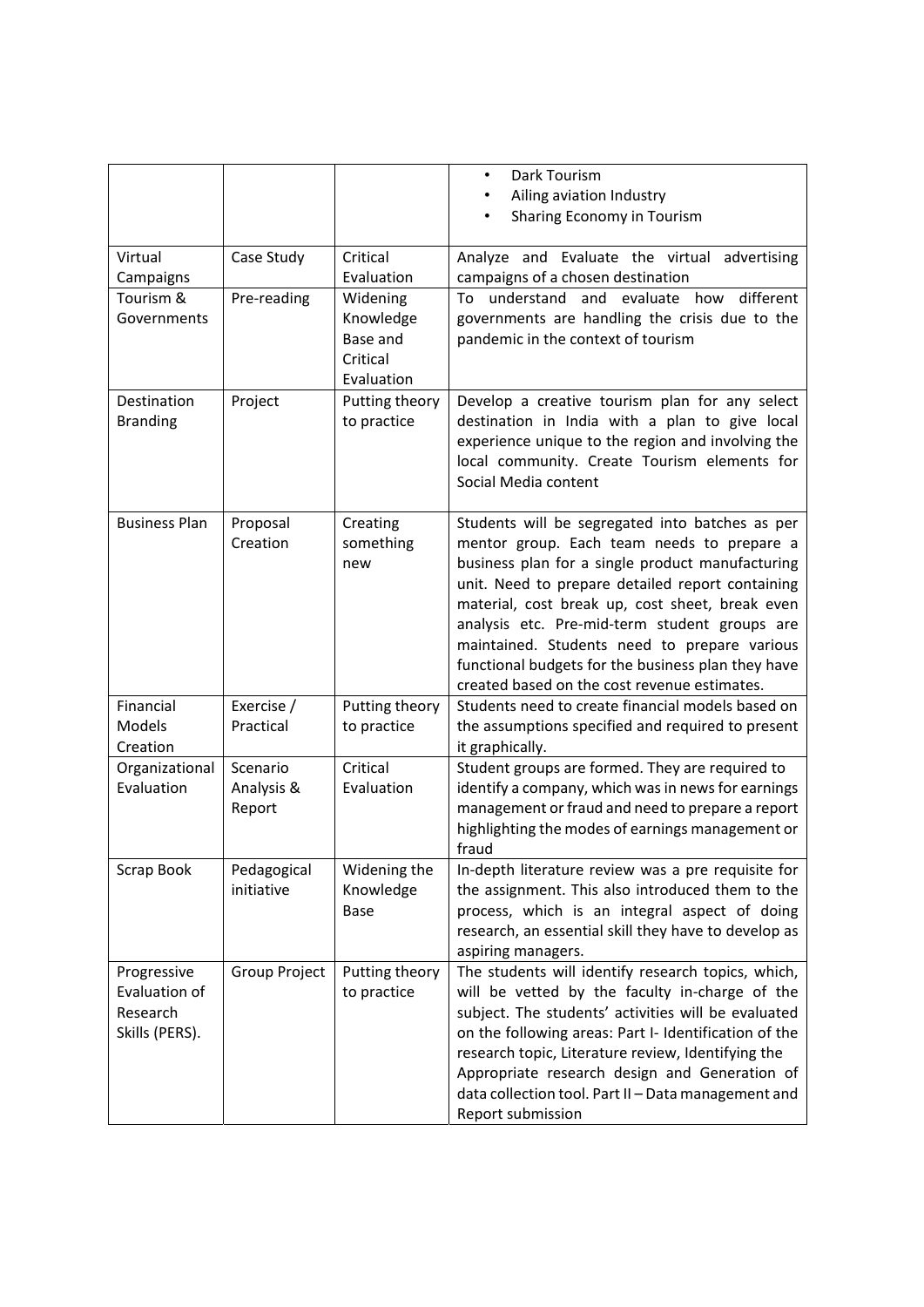| | | | |
|---|---|---|---|
| | | | • Dark Tourism<br>• Ailing aviation Industry<br>• Sharing Economy in Tourism |
| Virtual Campaigns | Case Study | Critical Evaluation | Analyze and Evaluate the virtual advertising campaigns of a chosen destination |
| Tourism & Governments | Pre-reading | Widening Knowledge Base and Critical Evaluation | To understand and evaluate how different governments are handling the crisis due to the pandemic in the context of tourism |
| Destination Branding | Project | Putting theory to practice | Develop a creative tourism plan for any select destination in India with a plan to give local experience unique to the region and involving the local community. Create Tourism elements for Social Media content |
| Business Plan | Proposal Creation | Creating something new | Students will be segregated into batches as per mentor group. Each team needs to prepare a business plan for a single product manufacturing unit. Need to prepare detailed report containing material, cost break up, cost sheet, break even analysis etc. Pre-mid-term student groups are maintained. Students need to prepare various functional budgets for the business plan they have created based on the cost revenue estimates. |
| Financial Models Creation | Exercise / Practical | Putting theory to practice | Students need to create financial models based on the assumptions specified and required to present it graphically. |
| Organizational Evaluation | Scenario Analysis & Report | Critical Evaluation | Student groups are formed. They are required to identify a company, which was in news for earnings management or fraud and need to prepare a report highlighting the modes of earnings management or fraud |
| Scrap Book | Pedagogical initiative | Widening the Knowledge Base | In-depth literature review was a pre requisite for the assignment. This also introduced them to the process, which is an integral aspect of doing research, an essential skill they have to develop as aspiring managers. |
| Progressive Evaluation of Research Skills (PERS). | Group Project | Putting theory to practice | The students will identify research topics, which, will be vetted by the faculty in-charge of the subject. The students' activities will be evaluated on the following areas: Part I- Identification of the research topic, Literature review, Identifying the Appropriate research design and Generation of data collection tool. Part II – Data management and Report submission |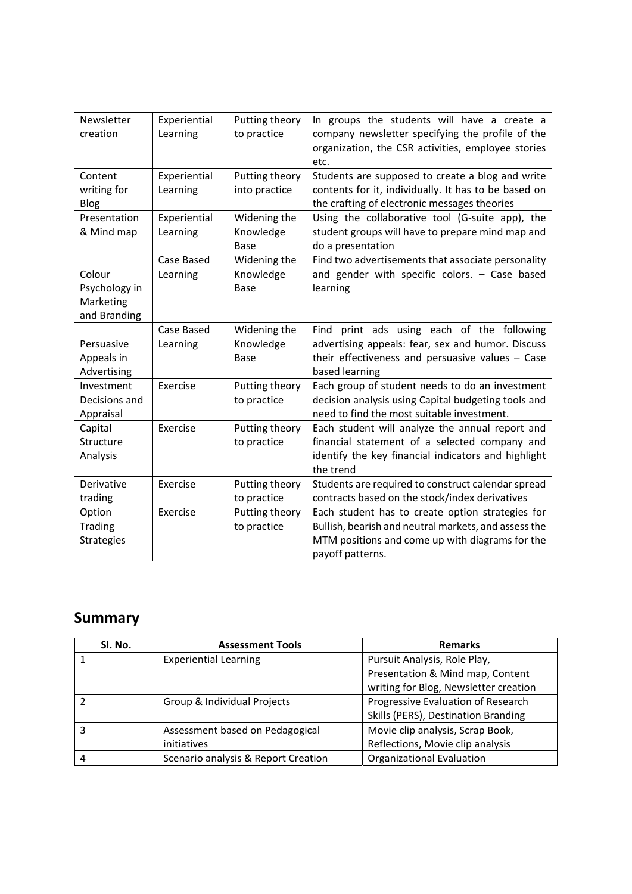| | | | |
|---|---|---|---|
| Newsletter creation | Experiential Learning | Putting theory to practice | In groups the students will have a create a company newsletter specifying the profile of the organization, the CSR activities, employee stories etc. |
| Content writing for Blog | Experiential Learning | Putting theory into practice | Students are supposed to create a blog and write contents for it, individually. It has to be based on the crafting of electronic messages theories |
| Presentation & Mind map | Experiential Learning | Widening the Knowledge Base | Using the collaborative tool (G-suite app), the student groups will have to prepare mind map and do a presentation |
| Colour Psychology in Marketing and Branding | Case Based Learning | Widening the Knowledge Base | Find two advertisements that associate personality and gender with specific colors. – Case based learning |
| Persuasive Appeals in Advertising | Case Based Learning | Widening the Knowledge Base | Find print ads using each of the following advertising appeals: fear, sex and humor. Discuss their effectiveness and persuasive values – Case based learning |
| Investment Decisions and Appraisal | Exercise | Putting theory to practice | Each group of student needs to do an investment decision analysis using Capital budgeting tools and need to find the most suitable investment. |
| Capital Structure Analysis | Exercise | Putting theory to practice | Each student will analyze the annual report and financial statement of a selected company and identify the key financial indicators and highlight the trend |
| Derivative trading | Exercise | Putting theory to practice | Students are required to construct calendar spread contracts based on the stock/index derivatives |
| Option Trading Strategies | Exercise | Putting theory to practice | Each student has to create option strategies for Bullish, bearish and neutral markets, and assess the MTM positions and come up with diagrams for the payoff patterns. |

## Summary

| Sl. No. | Assessment Tools | Remarks |
|---|---|---|
| 1 | Experiential Learning | Pursuit Analysis, Role Play, Presentation & Mind map, Content writing for Blog, Newsletter creation |
| 2 | Group & Individual Projects | Progressive Evaluation of Research Skills (PERS), Destination Branding |
| 3 | Assessment based on Pedagogical initiatives | Movie clip analysis, Scrap Book, Reflections, Movie clip analysis |
| 4 | Scenario analysis & Report Creation | Organizational Evaluation |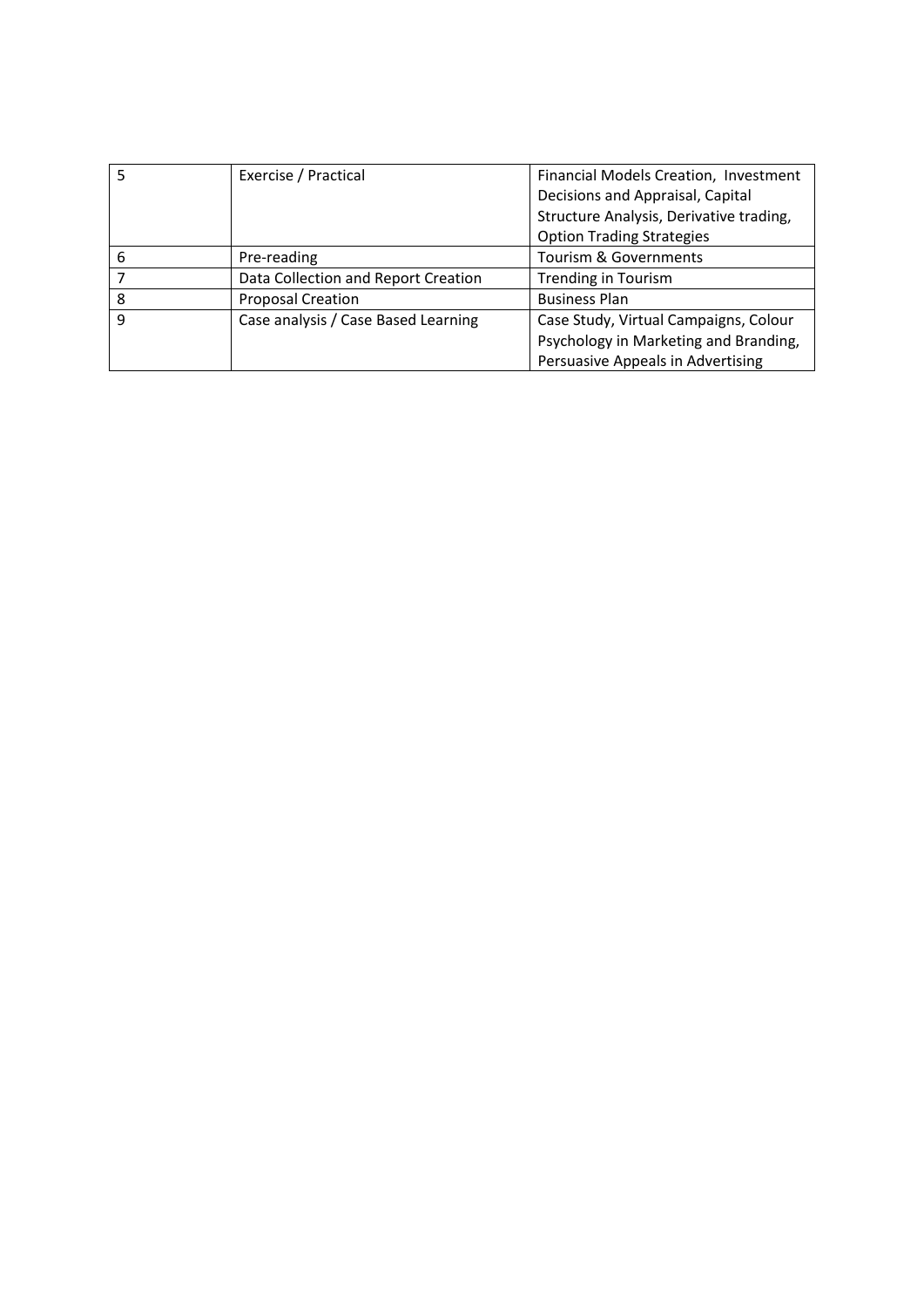| | | |
|---|---|---|
| 5 | Exercise / Practical | Financial Models Creation, Investment Decisions and Appraisal, Capital Structure Analysis, Derivative trading, Option Trading Strategies |
| 6 | Pre-reading | Tourism & Governments |
| 7 | Data Collection and Report Creation | Trending in Tourism |
| 8 | Proposal Creation | Business Plan |
| 9 | Case analysis / Case Based Learning | Case Study, Virtual Campaigns, Colour Psychology in Marketing and Branding, Persuasive Appeals in Advertising |